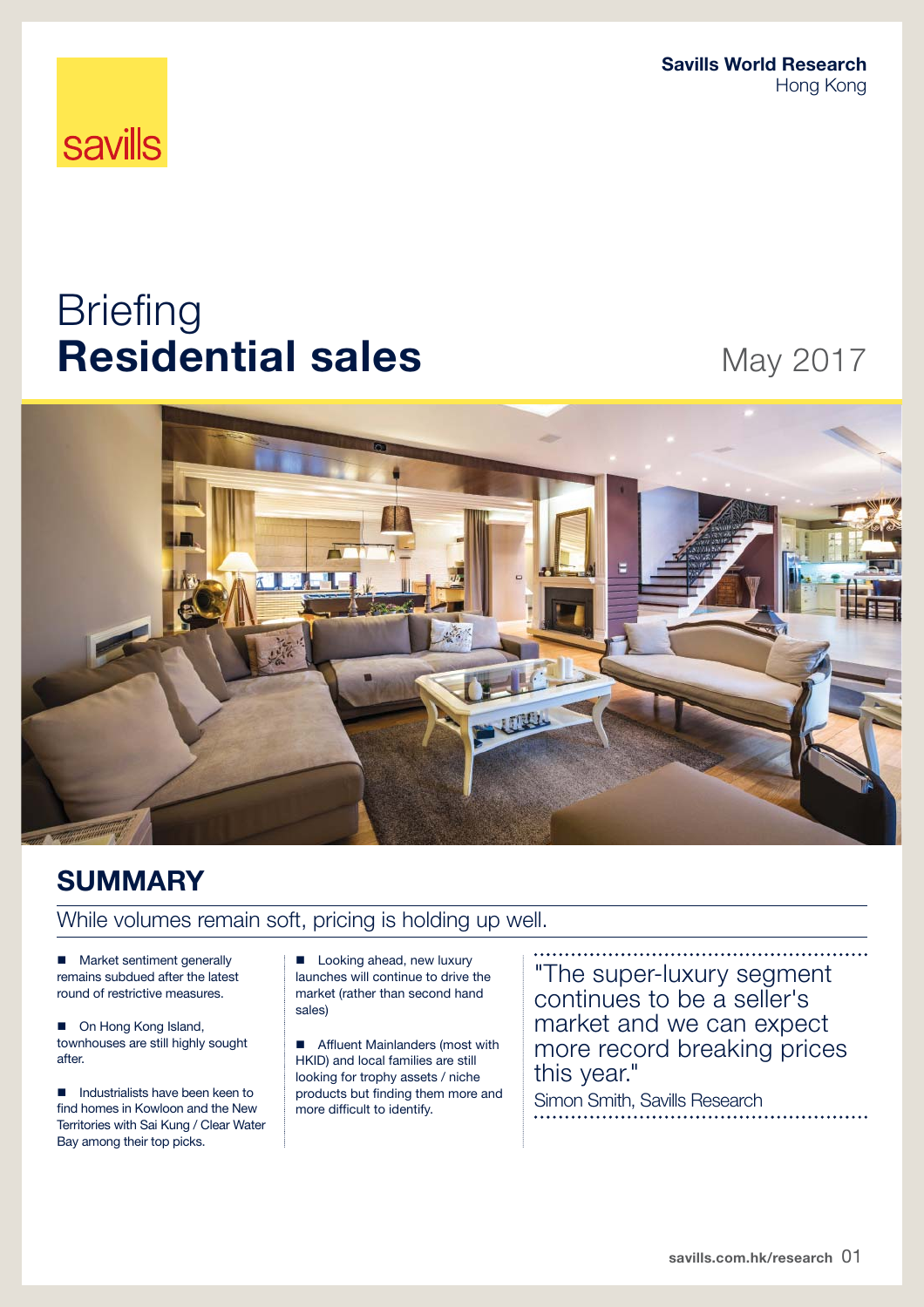savills

**Savills World Research**
Hong Kong

# Briefing
# **Residential sales**

May 2017

## SUMMARY

While volumes remain soft, pricing is holding up well.

- Market sentiment generally remains subdued after the latest round of restrictive measures.
- On Hong Kong Island, townhouses are still highly sought after.
- Industrialists have been keen to find homes in Kowloon and the New Territories with Sai Kung / Clear Water Bay among their top picks.
- Looking ahead, new luxury launches will continue to drive the market (rather than second hand sales)
- Affluent Mainlanders (most with HKID) and local families are still looking for trophy assets / niche products but finding them more and more difficult to identify.

"The super-luxury segment continues to be a seller's market and we can expect more record breaking prices this year."
Simon Smith, Savills Research

savills.com.hk/research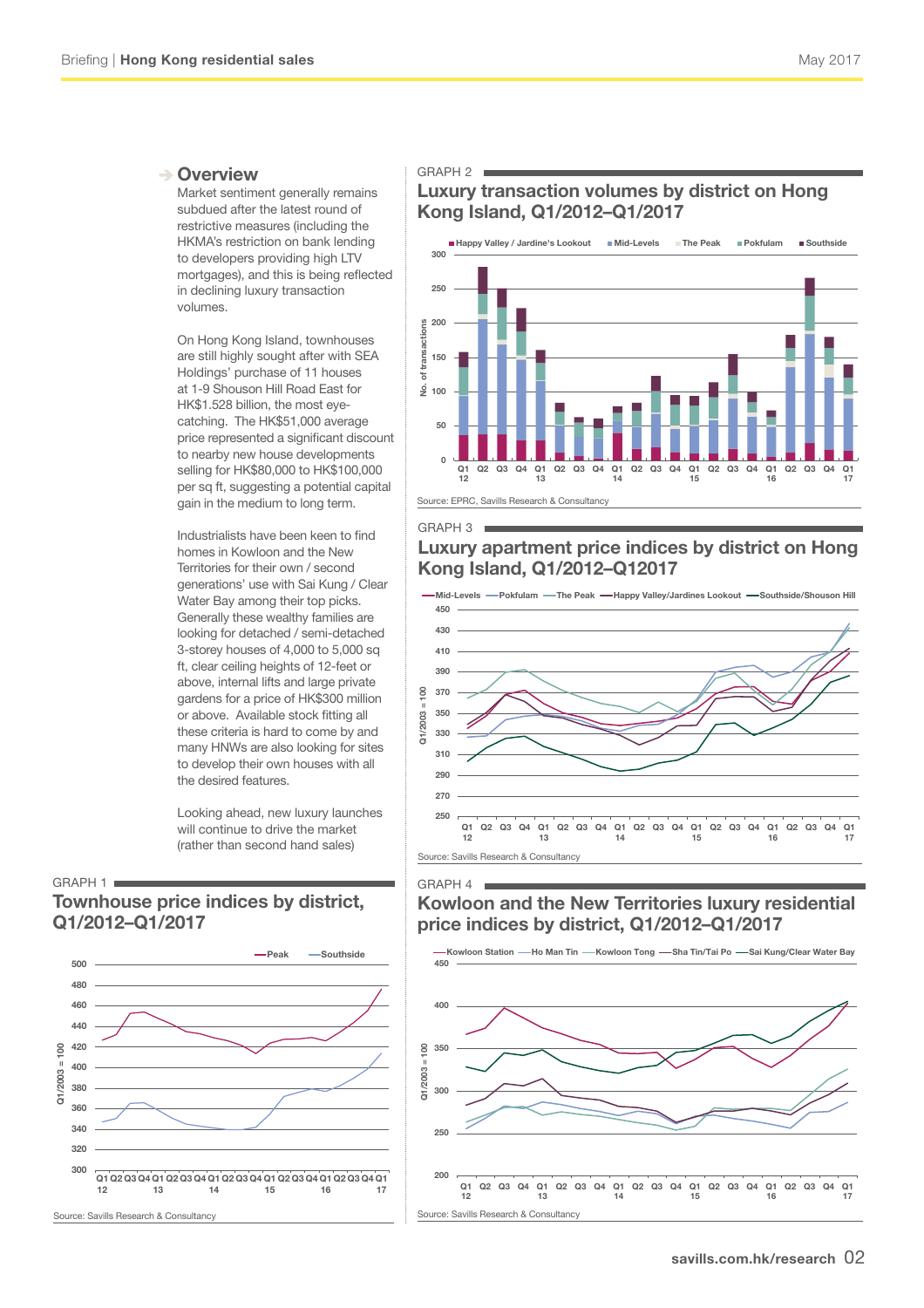## Overview

Market sentiment generally remains subdued after the latest round of restrictive measures (including the HKMA's restriction on bank lending to developers providing high LTV mortgages), and this is being reflected in declining luxury transaction volumes.

On Hong Kong Island, townhouses are still highly sought after with SEA Holdings' purchase of 11 houses at 1-9 Shouson Hill Road East for HK$1.528 billion, the most eye-catching. The HK$51,000 average price represented a significant discount to nearby new house developments selling for HK$80,000 to HK$100,000 per sq ft, suggesting a potential capital gain in the medium to long term.

Industrialists have been keen to find homes in Kowloon and the New Territories for their own / second generations' use with Sai Kung / Clear Water Bay among their top picks. Generally these wealthy families are looking for detached / semi-detached 3-storey houses of 4,000 to 5,000 sq ft, clear ceiling heights of 12-feet or above, internal lifts and large private gardens for a price of HK$300 million or above. Available stock fitting all these criteria is hard to come by and many HNWs are also looking for sites to develop their own houses with all the desired features.

Looking ahead, new luxury launches will continue to drive the market (rather than second hand sales)

GRAPH 1

### Townhouse price indices by district, Q1/2012–Q1/2017

Source: Savills Research & Consultancy

GRAPH 2

### Luxury transaction volumes by district on Hong Kong Island, Q1/2012–Q1/2017

Source: EPRC, Savills Research & Consultancy

GRAPH 3

### Luxury apartment price indices by district on Hong Kong Island, Q1/2012–Q12017

Source: Savills Research & Consultancy

GRAPH 4

### Kowloon and the New Territories luxury residential price indices by district, Q1/2012–Q1/2017

Source: Savills Research & Consultancy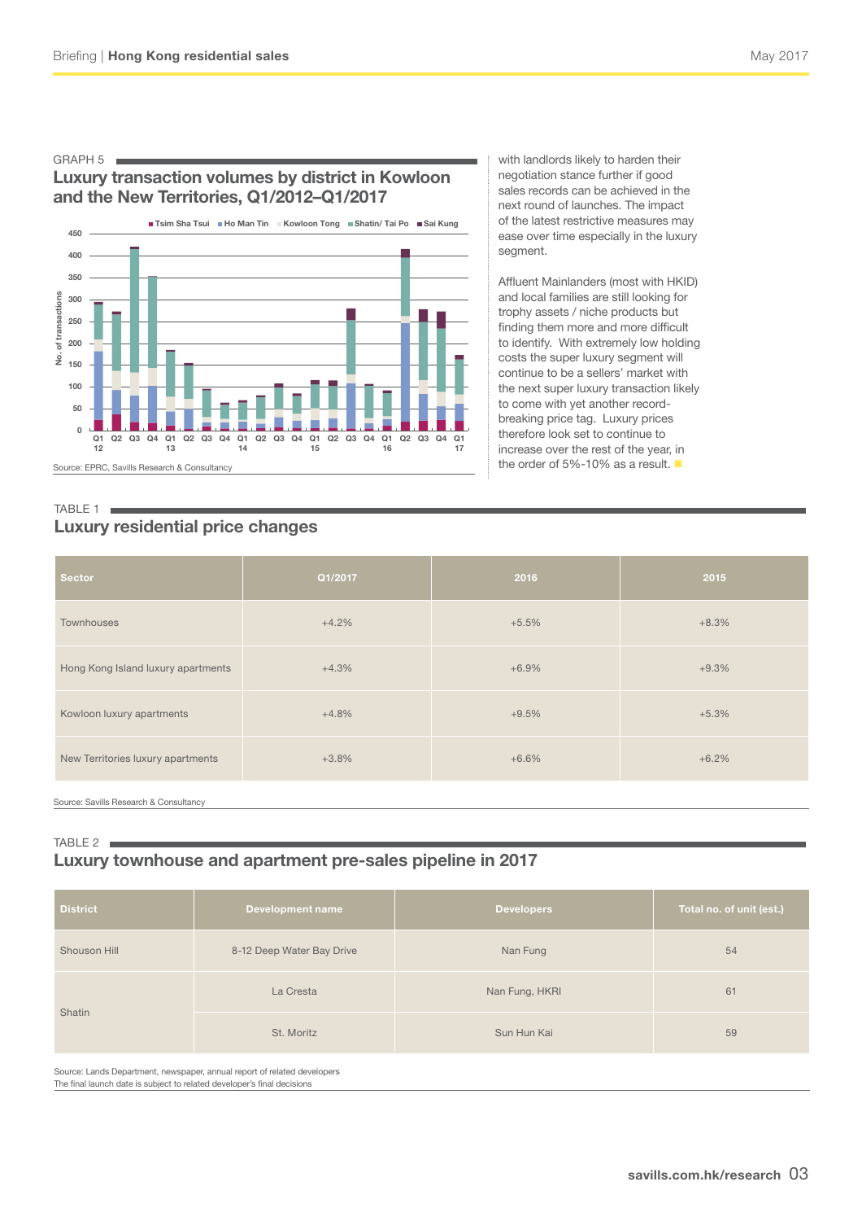GRAPH 5

## Luxury transaction volumes by district in Kowloon and the New Territories, Q1/2012–Q1/2017

Source: EPRC, Savills Research & Consultancy

with landlords likely to harden their negotiation stance further if good sales records can be achieved in the next round of launches. The impact of the latest restrictive measures may ease over time especially in the luxury segment.

Affluent Mainlanders (most with HKID) and local families are still looking for trophy assets / niche products but finding them more and more difficult to identify. With extremely low holding costs the super luxury segment will continue to be a sellers' market with the next super luxury transaction likely to come with yet another record-breaking price tag. Luxury prices therefore look set to continue to increase over the rest of the year, in the order of 5%-10% as a result.

TABLE 1

## Luxury residential price changes

| Sector | Q1/2017 | 2016 | 2015 |
|---|---|---|---|
| Townhouses | +4.2% | +5.5% | +8.3% |
| Hong Kong Island luxury apartments | +4.3% | +6.9% | +9.3% |
| Kowloon luxury apartments | +4.8% | +9.5% | +5.3% |
| New Territories luxury apartments | +3.8% | +6.6% | +6.2% |

Source: Savills Research & Consultancy

TABLE 2

## Luxury townhouse and apartment pre-sales pipeline in 2017

| District | Development name | Developers | Total no. of unit (est.) |
|---|---|---|---|
| Shouson Hill | 8-12 Deep Water Bay Drive | Nan Fung | 54 |
| Shatin | La Cresta | Nan Fung, HKRI | 61 |
| | St. Moritz | Sun Hun Kai | 59 |

Source: Lands Department, newspaper, annual report of related developers
The final launch date is subject to related developer's final decisions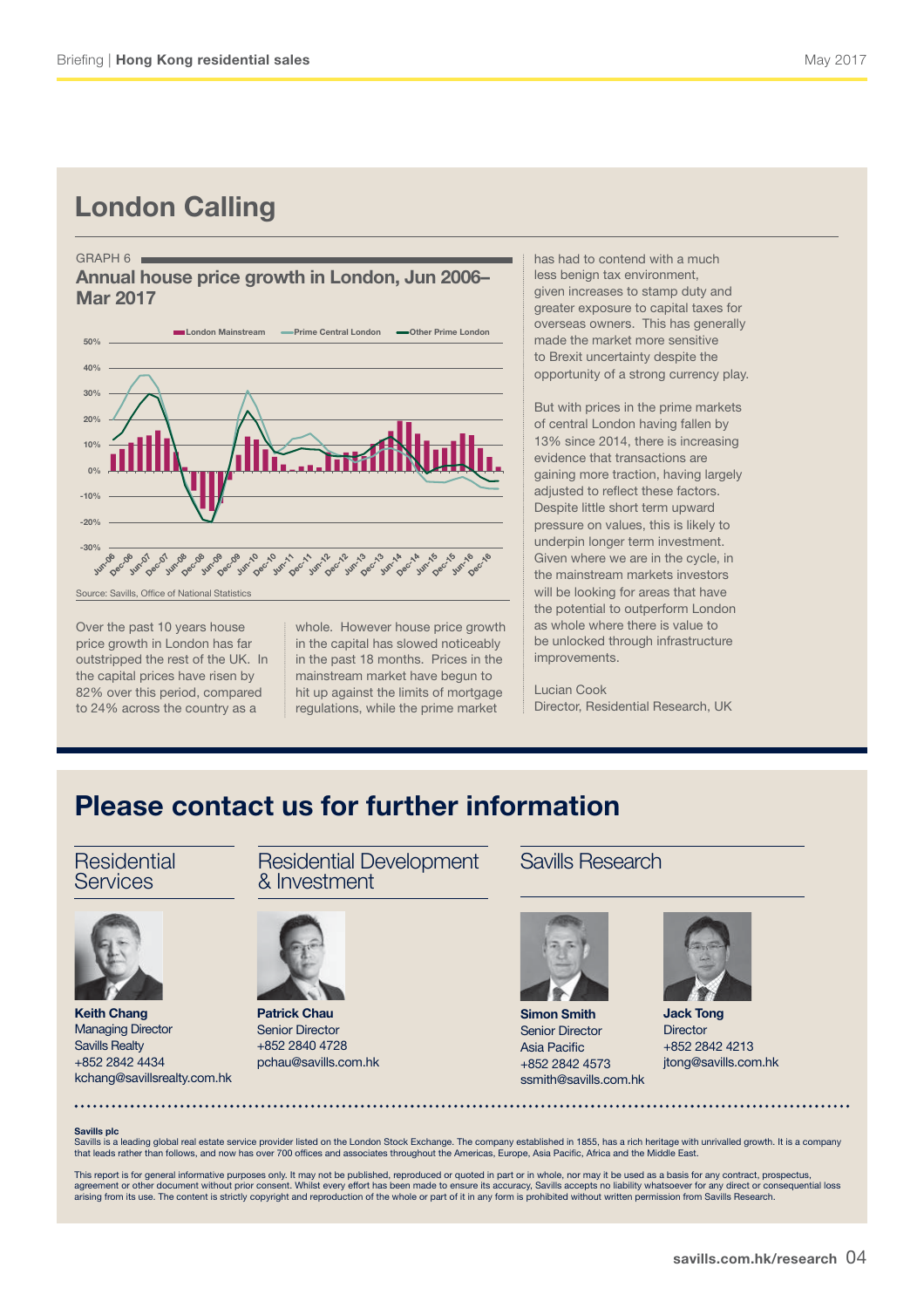## London Calling

GRAPH 6

**Annual house price growth in London, Jun 2006–Mar 2017**

London Mainstream
Prime Central London
Other Prime London

50%
40%
30%
20%
10%
0%
-10%
-20%
-30%

Jun-06
Dec-06
Jun-07
Dec-07
Jun-08
Dec-08
Jun-09
Dec-09
Jun-10
Dec-10
Jun-11
Dec-11
Jun-12
Dec-12
Jun-13
Dec-13
Jun-14
Dec-14
Jun-15
Dec-15
Jun-16
Dec-16

Source: Savills, Office of National Statistics

Over the past 10 years house price growth in London has far outstripped the rest of the UK. In the capital prices have risen by 82% over this period, compared to 24% across the country as a whole. However house price growth in the capital has slowed noticeably in the past 18 months. Prices in the mainstream market have begun to hit up against the limits of mortgage regulations, while the prime market has had to contend with a much less benign tax environment, given increases to stamp duty and greater exposure to capital taxes for overseas owners. This has generally made the market more sensitive to Brexit uncertainty despite the opportunity of a strong currency play.

But with prices in the prime markets of central London having fallen by 13% since 2014, there is increasing evidence that transactions are gaining more traction, having largely adjusted to reflect these factors. Despite little short term upward pressure on values, this is likely to underpin longer term investment. Given where we are in the cycle, in the mainstream markets investors will be looking for areas that have the potential to outperform London as whole where there is value to be unlocked through infrastructure improvements.

Lucian Cook
Director, Residential Research, UK

## Please contact us for further information

### Residential Services

**Keith Chang**
Managing Director
Savills Realty
+852 2842 4434
kchang@savillsrealty.com.hk

### Residential Development & Investment

**Patrick Chau**
Senior Director
+852 2840 4728
pchau@savills.com.hk

### Savills Research

**Simon Smith**
Senior Director
Asia Pacific
+852 2842 4573
ssmith@savills.com.hk

**Jack Tong**
Director
+852 2842 4213
jtong@savills.com.hk

**Savills plc**
Savills is a leading global real estate service provider listed on the London Stock Exchange. The company established in 1855, has a rich heritage with unrivalled growth. It is a company that leads rather than follows, and now has over 700 offices and associates throughout the Americas, Europe, Asia Pacific, Africa and the Middle East.

This report is for general informative purposes only. It may not be published, reproduced or quoted in part or in whole, nor may it be used as a basis for any contract, prospectus, agreement or other document without prior consent. Whilst every effort has been made to ensure its accuracy, Savills accepts no liability whatsoever for any direct or consequential loss arising from its use. The content is strictly copyright and reproduction of the whole or part of it in any form is prohibited without written permission from Savills Research.

savills.com.hk/research